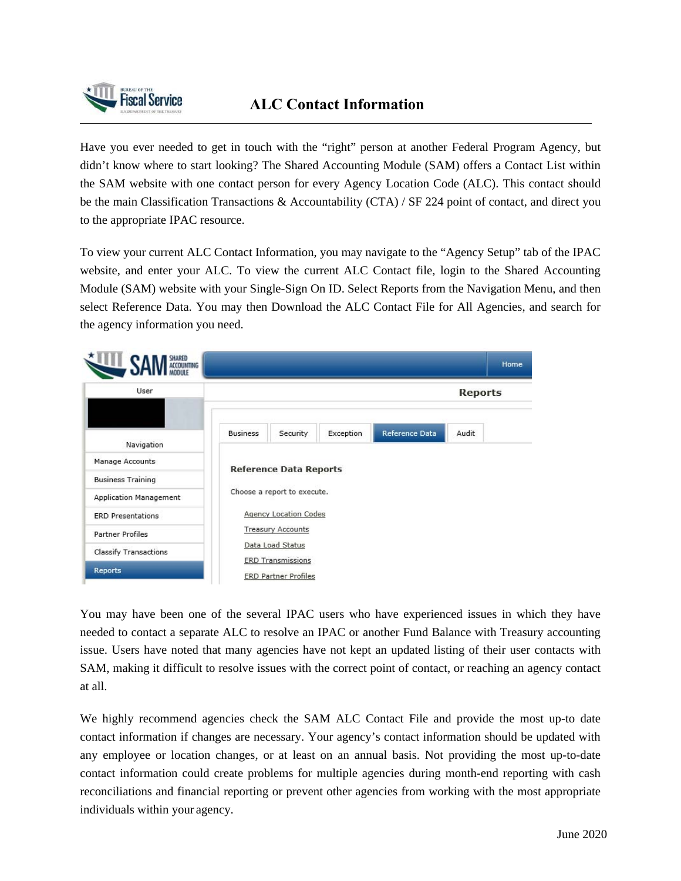# ALC Contact Information

Have you ever needed to get in touch with the "right" person at another Federal Program Agency, but didn't know where to start looking? The Shared Accounting Module (SAM) offers a Contact List within the SAM website with one contact person for every Agency Location Code (ALC). This contact should be the main Classification Transactions & Accountability (CTA) / SF 224 point of contact, and direct you to the appropriate IPAC resource.

To view your current ALC Contact Information, you may navigate to the "Agency Setup" tab of the IPAC website, and enter your ALC. To view the current ALC Contact file, login to the Shared Accounting Module (SAM) website with your Single-Sign On ID. Select Reports from the Navigation Menu, and then select Reference Data. You may then Download the ALC Contact File for All Agencies, and search for the agency information you need.

You may have been one of the several IPAC users who have experienced issues in which they have needed to contact a separate ALC to resolve an IPAC or another Fund Balance with Treasury accounting issue. Users have noted that many agencies have not kept an updated listing of their user contacts with SAM, making it difficult to resolve issues with the correct point of contact, or reaching an agency contact at all.

We highly recommend agencies check the SAM ALC Contact File and provide the most up-to date contact information if changes are necessary. Your agency's contact information should be updated with any employee or location changes, or at least on an annual basis. Not providing the most up-to-date contact information could create problems for multiple agencies during month-end reporting with cash reconciliations and financial reporting or prevent other agencies from working with the most appropriate individuals within your agency.

June 2020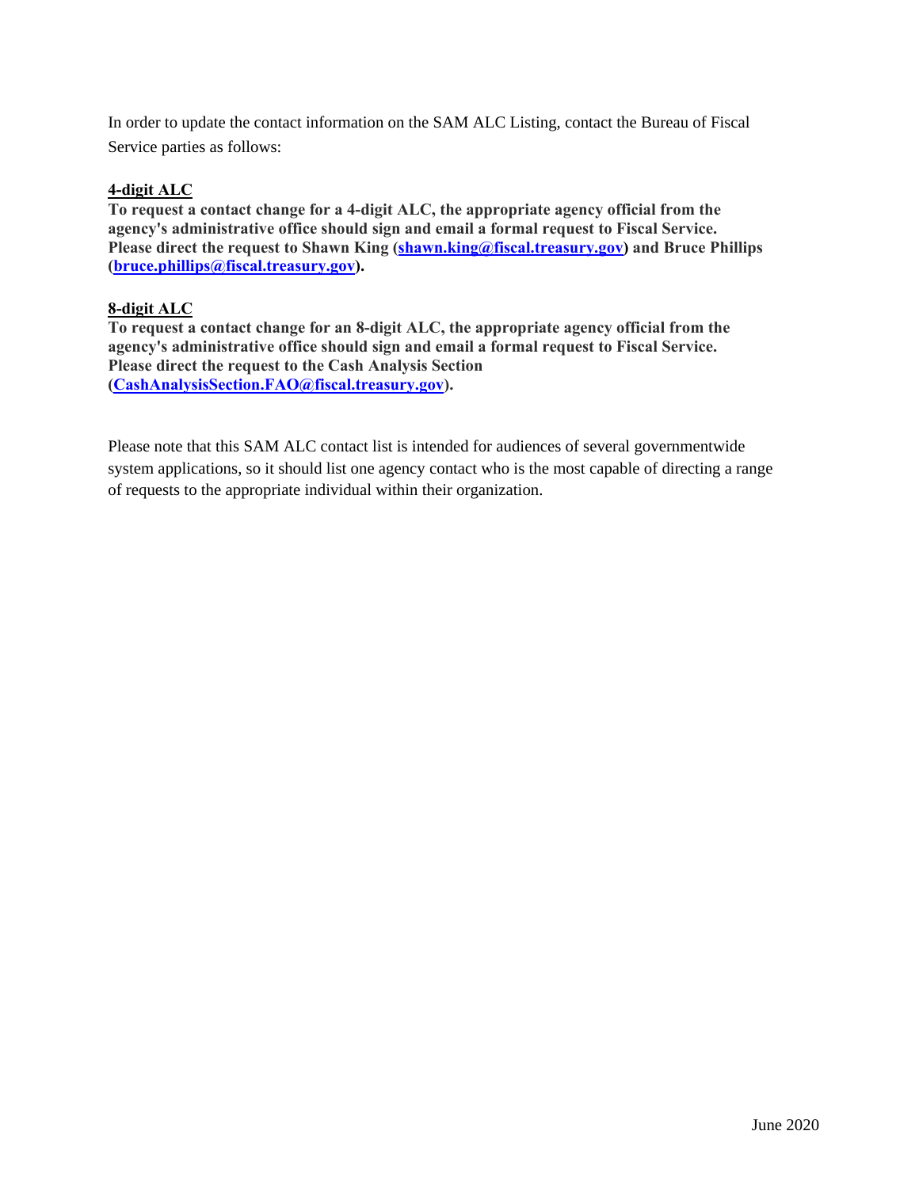In order to update the contact information on the SAM ALC Listing, contact the Bureau of Fiscal Service parties as follows:

**4-digit ALC**

**To request a contact change for a 4-digit ALC, the appropriate agency official from the agency's administrative office should sign and email a formal request to Fiscal Service. Please direct the request to Shawn King (shawn.king@fiscal.treasury.gov) and Bruce Phillips (bruce.phillips@fiscal.treasury.gov).**

**8-digit ALC**

**To request a contact change for an 8-digit ALC, the appropriate agency official from the agency's administrative office should sign and email a formal request to Fiscal Service. Please direct the request to the Cash Analysis Section (CashAnalysisSection.FAO@fiscal.treasury.gov).**

Please note that this SAM ALC contact list is intended for audiences of several governmentwide system applications, so it should list one agency contact who is the most capable of directing a range of requests to the appropriate individual within their organization.

June 2020